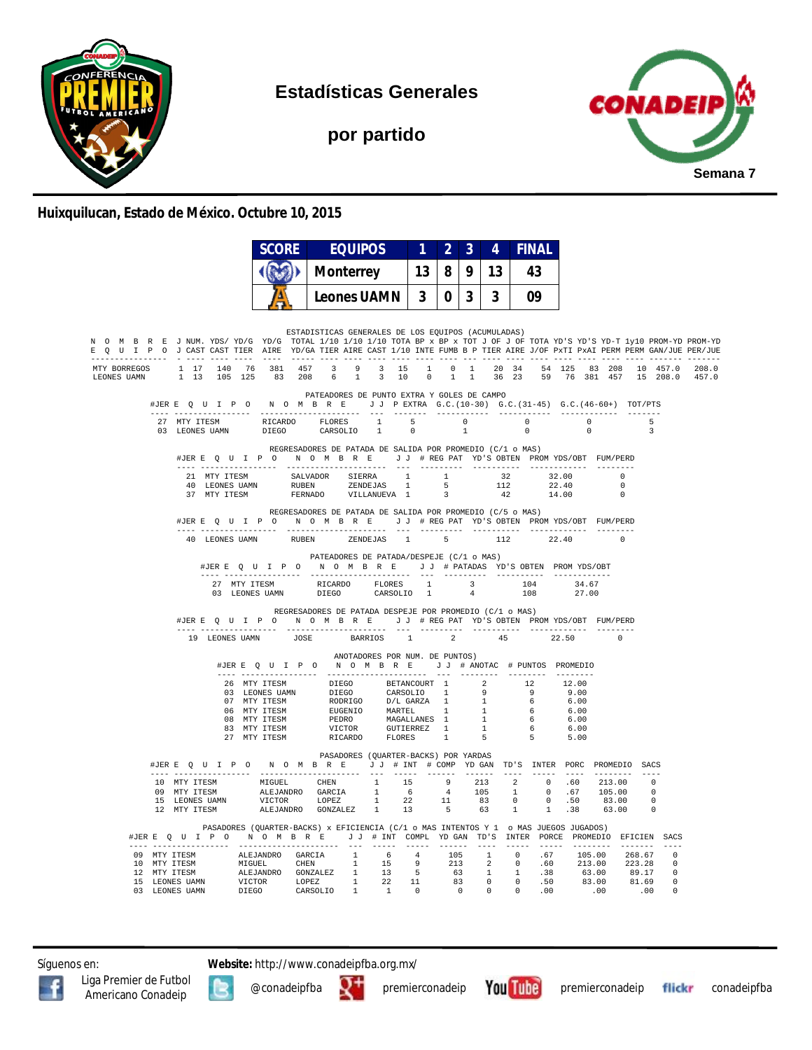# Estadísticas Generales

## por partido

Semana 7

**Huixquilucan, Estado de México. Octubre 10, 2015**

| SCORE | EQUIPOS | 1 | 2 | 3 | 4 | FINAL |
|---|---|---|---|---|---|---|
| | Monterrey | 13 | 8 | 9 | 13 | 43 |
| | Leones UAMN | 3 | 0 | 3 | 3 | 09 |

ESTADISTICAS GENERALES DE LOS EQUIPOS (ACUMULADAS)

| NOMBRE EQUIPO | J J | NUM. CAST | YDS/ CAST | YD/G TIER | YD/G AIRE | TOTAL YD/GA | 1/10 TIER | 1/10 AIRE | 1/10 CAST | TOTA 1/10 | BP x INTE | BP x FUMB | TOT B P | J OF TIER | J OF AIRE | TOTA J/OF | YD'S PxTI | YD'S PxAI | YD-T PERM | 1y10 PERM | PROM-YD GAN/JUE | PROM-YD PER/JUE |
|---|---|---|---|---|---|---|---|---|---|---|---|---|---|---|---|---|---|---|---|---|---|---|
| MTY BORREGOS | 1 | 17 | 140 | 76 | 381 | 457 | 3 | 9 | 3 | 15 | 1 | 0 | 1 | 20 | 34 | 54 | 125 | 83 | 208 | 10 | 457.0 | 208.0 |
| LEONES UAMN | 1 | 13 | 105 | 125 | 83 | 208 | 6 | 1 | 3 | 10 | 0 | 1 | 1 | 36 | 23 | 59 | 76 | 381 | 457 | 15 | 208.0 | 457.0 |

PATEADORES DE PUNTO EXTRA Y GOLES DE CAMPO

| #JER | EQUIPO | NOMBRE | | J J | P EXTRA | G.C.(10-30) | G.C.(31-45) | G.C.(46-60+) | TOT/PTS |
|---|---|---|---|---|---|---|---|---|---|
| 27 | MTY ITESM | RICARDO | FLORES | 1 | 5 | 0 | 0 | 0 | 5 |
| 03 | LEONES UAMN | DIEGO | CARSOLIO | 1 | 0 | 1 | 0 | 0 | 3 |

REGRESADORES DE PATADA DE SALIDA POR PROMEDIO (C/1 o MAS)

| #JER | EQUIPO | NOMBRE | | J J | # REG PAT | YD'S OBTEN | PROM YDS/OBT | FUM/PERD |
|---|---|---|---|---|---|---|---|---|
| 21 | MTY ITESM | SALVADOR | SIERRA | 1 | 1 | 32 | 32.00 | 0 |
| 40 | LEONES UAMN | RUBEN | ZENDEJAS | 1 | 5 | 112 | 22.40 | 0 |
| 37 | MTY ITESM | FERNADO | VILLANUEVA | 1 | 3 | 42 | 14.00 | 0 |

REGRESADORES DE PATADA DE SALIDA POR PROMEDIO (C/5 o MAS)

| #JER | EQUIPO | NOMBRE | | J J | # REG PAT | YD'S OBTEN | PROM YDS/OBT | FUM/PERD |
|---|---|---|---|---|---|---|---|---|
| 40 | LEONES UAMN | RUBEN | ZENDEJAS | 1 | 5 | 112 | 22.40 | 0 |

PATEADORES DE PATADA/DESPEJE (C/1 o MAS)

| #JER | EQUIPO | NOMBRE | | J J | # PATADAS | YD'S OBTEN | PROM YDS/OBT |
|---|---|---|---|---|---|---|---|
| 27 | MTY ITESM | RICARDO | FLORES | 1 | 3 | 104 | 34.67 |
| 03 | LEONES UAMN | DIEGO | CARSOLIO | 1 | 4 | 108 | 27.00 |

REGRESADORES DE PATADA DESPEJE POR PROMEDIO (C/1 o MAS)

| #JER | EQUIPO | NOMBRE | | J J | # REG PAT | YD'S OBTEN | PROM YDS/OBT | FUM/PERD |
|---|---|---|---|---|---|---|---|---|
| 19 | LEONES UAMN | JOSE | BARRIOS | 1 | 2 | 45 | 22.50 | 0 |

ANOTADORES POR NUM. DE PUNTOS)

| #JER | EQUIPO | NOMBRE | | J J | # ANOTAC | # PUNTOS | PROMEDIO |
|---|---|---|---|---|---|---|---|
| 26 | MTY ITESM | DIEGO | BETANCOURT | 1 | 2 | 12 | 12.00 |
| 03 | LEONES UAMN | DIEGO | CARSOLIO | 1 | 9 | 9 | 9.00 |
| 07 | MTY ITESM | RODRIGO | D/L GARZA | 1 | 1 | 6 | 6.00 |
| 06 | MTY ITESM | EUGENIO | MARTEL | 1 | 1 | 6 | 6.00 |
| 08 | MTY ITESM | PEDRO | MAGALLANES | 1 | 1 | 6 | 6.00 |
| 83 | MTY ITESM | VICTOR | GUTIERREZ | 1 | 1 | 6 | 6.00 |
| 27 | MTY ITESM | RICARDO | FLORES | 1 | 5 | 5 | 5.00 |

PASADORES (QUARTER-BACKS) POR YARDAS

| #JER | EQUIPO | NOMBRE | | J J | # INT | # COMP | YD GAN | TD'S | INTER | PORC | PROMEDIO | SACS |
|---|---|---|---|---|---|---|---|---|---|---|---|---|
| 10 | MTY ITESM | MIGUEL | CHEN | 1 | 15 | 9 | 213 | 2 | 0 | .60 | 213.00 | 0 |
| 09 | MTY ITESM | ALEJANDRO | GARCIA | 1 | 6 | 4 | 105 | 1 | 0 | .67 | 105.00 | 0 |
| 15 | LEONES UAMN | VICTOR | LOPEZ | 1 | 22 | 11 | 83 | 0 | 0 | .50 | 83.00 | 0 |
| 12 | MTY ITESM | ALEJANDRO | GONZALEZ | 1 | 13 | 5 | 63 | 1 | 1 | .38 | 63.00 | 0 |

PASADORES (QUARTER-BACKS) x EFICIENCIA (C/1 o MAS INTENTOS Y 1 o MAS JUEGOS JUGADOS)

| #JER | EQUIPO | NOMBRE | | J J | # INT | COMPL | YD GAN | TD'S | INTER | PORCE | PROMEDIO | EFICIEN | SACS |
|---|---|---|---|---|---|---|---|---|---|---|---|---|---|
| 09 | MTY ITESM | ALEJANDRO | GARCIA | 1 | 6 | 4 | 105 | 1 | 0 | .67 | 105.00 | 268.67 | 0 |
| 10 | MTY ITESM | MIGUEL | CHEN | 1 | 15 | 9 | 213 | 2 | 0 | .60 | 213.00 | 223.28 | 0 |
| 12 | MTY ITESM | ALEJANDRO | GONZALEZ | 1 | 13 | 5 | 63 | 1 | 1 | .38 | 63.00 | 89.17 | 0 |
| 15 | LEONES UAMN | VICTOR | LOPEZ | 1 | 22 | 11 | 83 | 0 | 0 | .50 | 83.00 | 81.69 | 0 |
| 03 | LEONES UAMN | DIEGO | CARSOLIO | 1 | 1 | 0 | 0 | 0 | 0 | .00 | .00 | .00 | 0 |

Síguenos en: Liga Premier de Futbol Americano Conadeip — @conadeipfba — premierconadeip — premierconadeip — conadeipfba

**Website:** http://www.conadeipfba.org.mx/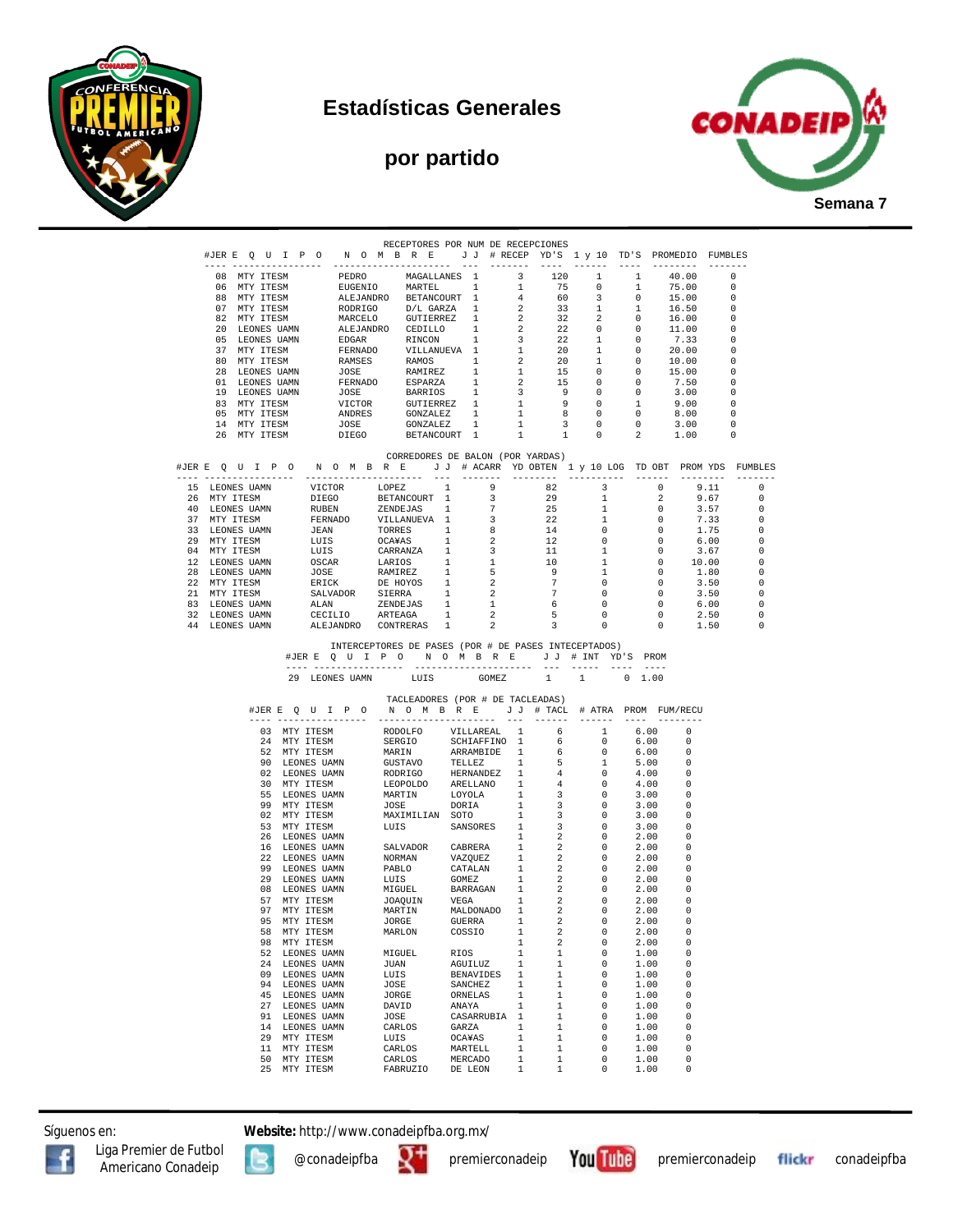# Estadísticas Generales

## por partido

Semana 7

RECEPTORES POR NUM DE RECEPCIONES

| #JER | E Q U I P O | N O M B R E | | J J | # RECEP | YD'S | 1 y 10 | TD'S | PROMEDIO | FUMBLES |
|---|---|---|---|---|---|---|---|---|---|---|
| 08 | MTY ITESM | PEDRO | MAGALLANES | 1 | 3 | 120 | 1 | 1 | 40.00 | 0 |
| 06 | MTY ITESM | EUGENIO | MARTEL | 1 | 1 | 75 | 0 | 1 | 75.00 | 0 |
| 88 | MTY ITESM | ALEJANDRO | BETANCOURT | 1 | 4 | 60 | 3 | 0 | 15.00 | 0 |
| 07 | MTY ITESM | RODRIGO | D/L GARZA | 1 | 2 | 33 | 1 | 1 | 16.50 | 0 |
| 82 | MTY ITESM | MARCELO | GUTIERREZ | 1 | 2 | 32 | 2 | 0 | 16.00 | 0 |
| 20 | LEONES UAMN | ALEJANDRO | CEDILLO | 1 | 2 | 22 | 0 | 0 | 11.00 | 0 |
| 05 | LEONES UAMN | EDGAR | RINCON | 1 | 3 | 22 | 1 | 0 | 7.33 | 0 |
| 37 | MTY ITESM | FERNADO | VILLANUEVA | 1 | 1 | 20 | 1 | 0 | 20.00 | 0 |
| 80 | MTY ITESM | RAMSES | RAMOS | 1 | 2 | 20 | 1 | 0 | 10.00 | 0 |
| 28 | LEONES UAMN | JOSE | RAMIREZ | 1 | 1 | 15 | 0 | 0 | 15.00 | 0 |
| 01 | LEONES UAMN | FERNADO | ESPARZA | 1 | 2 | 15 | 0 | 0 | 7.50 | 0 |
| 19 | LEONES UAMN | JOSE | BARRIOS | 1 | 3 | 9 | 0 | 0 | 3.00 | 0 |
| 83 | MTY ITESM | VICTOR | GUTIERREZ | 1 | 1 | 9 | 0 | 1 | 9.00 | 0 |
| 05 | MTY ITESM | ANDRES | GONZALEZ | 1 | 1 | 8 | 0 | 0 | 8.00 | 0 |
| 14 | MTY ITESM | JOSE | GONZALEZ | 1 | 1 | 3 | 0 | 0 | 3.00 | 0 |
| 26 | MTY ITESM | DIEGO | BETANCOURT | 1 | 1 | 1 | 0 | 2 | 1.00 | 0 |

CORREDORES DE BALON (POR YARDAS)

| #JER | E Q U I P O | N O M B R E | | J J | # ACARR | YD OBTEN | 1 y 10 LOG | TD OBT | PROM YDS | FUMBLES |
|---|---|---|---|---|---|---|---|---|---|---|
| 15 | LEONES UAMN | VICTOR | LOPEZ | 1 | 9 | 82 | 3 | 0 | 9.11 | 0 |
| 26 | MTY ITESM | DIEGO | BETANCOURT | 1 | 3 | 29 | 1 | 2 | 9.67 | 0 |
| 40 | LEONES UAMN | RUBEN | ZENDEJAS | 1 | 7 | 25 | 1 | 0 | 3.57 | 0 |
| 37 | MTY ITESM | FERNADO | VILLANUEVA | 1 | 3 | 22 | 1 | 0 | 7.33 | 0 |
| 33 | LEONES UAMN | JEAN | TORRES | 1 | 8 | 14 | 0 | 0 | 1.75 | 0 |
| 29 | MTY ITESM | LUIS | OCA¥AS | 1 | 2 | 12 | 0 | 0 | 6.00 | 0 |
| 04 | MTY ITESM | LUIS | CARRANZA | 1 | 3 | 11 | 1 | 0 | 3.67 | 0 |
| 12 | LEONES UAMN | OSCAR | LARIOS | 1 | 1 | 10 | 1 | 0 | 10.00 | 0 |
| 28 | LEONES UAMN | JOSE | RAMIREZ | 1 | 5 | 9 | 1 | 0 | 1.80 | 0 |
| 22 | MTY ITESM | ERICK | DE HOYOS | 1 | 2 | 7 | 0 | 0 | 3.50 | 0 |
| 21 | MTY ITESM | SALVADOR | SIERRA | 1 | 2 | 7 | 0 | 0 | 3.50 | 0 |
| 83 | LEONES UAMN | ALAN | ZENDEJAS | 1 | 1 | 6 | 0 | 0 | 6.00 | 0 |
| 32 | LEONES UAMN | CECILIO | ARTEAGA | 1 | 2 | 5 | 0 | 0 | 2.50 | 0 |
| 44 | LEONES UAMN | ALEJANDRO | CONTRERAS | 1 | 2 | 3 | 0 | 0 | 1.50 | 0 |

INTERCEPTORES DE PASES (POR # DE PASES INTECEPTADOS)

| #JER | E Q U I P O | N O M B R E | | J J | # INT | YD'S | PROM |
|---|---|---|---|---|---|---|---|
| 29 | LEONES UAMN | LUIS | GOMEZ | 1 | 1 | 0 | 1.00 |

TACLEADORES (POR # DE TACLEADAS)

| #JER | E Q U I P O | N O M B R E | | J J | # TACL | # ATRA | PROM | FUM/RECU |
|---|---|---|---|---|---|---|---|---|
| 03 | MTY ITESM | RODOLFO | VILLAREAL | 1 | 6 | 1 | 6.00 | 0 |
| 24 | MTY ITESM | SERGIO | SCHIAFFINO | 1 | 6 | 0 | 6.00 | 0 |
| 52 | MTY ITESM | MARIN | ARRAMBIDE | 1 | 6 | 0 | 6.00 | 0 |
| 90 | LEONES UAMN | GUSTAVO | TELLEZ | 1 | 5 | 1 | 5.00 | 0 |
| 02 | LEONES UAMN | RODRIGO | HERNANDEZ | 1 | 4 | 0 | 4.00 | 0 |
| 30 | MTY ITESM | LEOPOLDO | ARELLANO | 1 | 4 | 0 | 4.00 | 0 |
| 55 | LEONES UAMN | MARTIN | LOYOLA | 1 | 3 | 0 | 3.00 | 0 |
| 99 | MTY ITESM | JOSE | DORIA | 1 | 3 | 0 | 3.00 | 0 |
| 02 | MTY ITESM | MAXIMILIAN | SOTO | 1 | 3 | 0 | 3.00 | 0 |
| 53 | MTY ITESM | LUIS | SANSORES | 1 | 3 | 0 | 3.00 | 0 |
| 26 | LEONES UAMN | | | 1 | 2 | 0 | 2.00 | 0 |
| 16 | LEONES UAMN | SALVADOR | CABRERA | 1 | 2 | 0 | 2.00 | 0 |
| 22 | LEONES UAMN | NORMAN | VAZQUEZ | 1 | 2 | 0 | 2.00 | 0 |
| 99 | LEONES UAMN | PABLO | CATALAN | 1 | 2 | 0 | 2.00 | 0 |
| 29 | LEONES UAMN | LUIS | GOMEZ | 1 | 2 | 0 | 2.00 | 0 |
| 08 | LEONES UAMN | MIGUEL | BARRAGAN | 1 | 2 | 0 | 2.00 | 0 |
| 57 | MTY ITESM | JOAQUIN | VEGA | 1 | 2 | 0 | 2.00 | 0 |
| 97 | MTY ITESM | MARTIN | MALDONADO | 1 | 2 | 0 | 2.00 | 0 |
| 95 | MTY ITESM | JORGE | GUERRA | 1 | 2 | 0 | 2.00 | 0 |
| 58 | MTY ITESM | MARLON | COSSIO | 1 | 2 | 0 | 2.00 | 0 |
| 98 | MTY ITESM | | | 1 | 2 | 0 | 2.00 | 0 |
| 52 | LEONES UAMN | MIGUEL | RIOS | 1 | 1 | 0 | 1.00 | 0 |
| 24 | LEONES UAMN | JUAN | AGUILUZ | 1 | 1 | 0 | 1.00 | 0 |
| 09 | LEONES UAMN | LUIS | BENAVIDES | 1 | 1 | 0 | 1.00 | 0 |
| 94 | LEONES UAMN | JOSE | SANCHEZ | 1 | 1 | 0 | 1.00 | 0 |
| 45 | LEONES UAMN | JORGE | ORNELAS | 1 | 1 | 0 | 1.00 | 0 |
| 27 | LEONES UAMN | DAVID | ANAYA | 1 | 1 | 0 | 1.00 | 0 |
| 91 | LEONES UAMN | JOSE | CASARRUBIA | 1 | 1 | 0 | 1.00 | 0 |
| 14 | LEONES UAMN | CARLOS | GARZA | 1 | 1 | 0 | 1.00 | 0 |
| 29 | MTY ITESM | LUIS | OCA¥AS | 1 | 1 | 0 | 1.00 | 0 |
| 11 | MTY ITESM | CARLOS | MARTELL | 1 | 1 | 0 | 1.00 | 0 |
| 50 | MTY ITESM | CARLOS | MERCADO | 1 | 1 | 0 | 1.00 | 0 |
| 25 | MTY ITESM | FABRUZIO | DE LEON | 1 | 1 | 0 | 1.00 | 0 |

Síguenos en: Liga Premier de Futbol Americano Conadeip | @conadeipfba | premierconadeip | premierconadeip | conadeipfba

**Website:** http://www.conadeipfba.org.mx/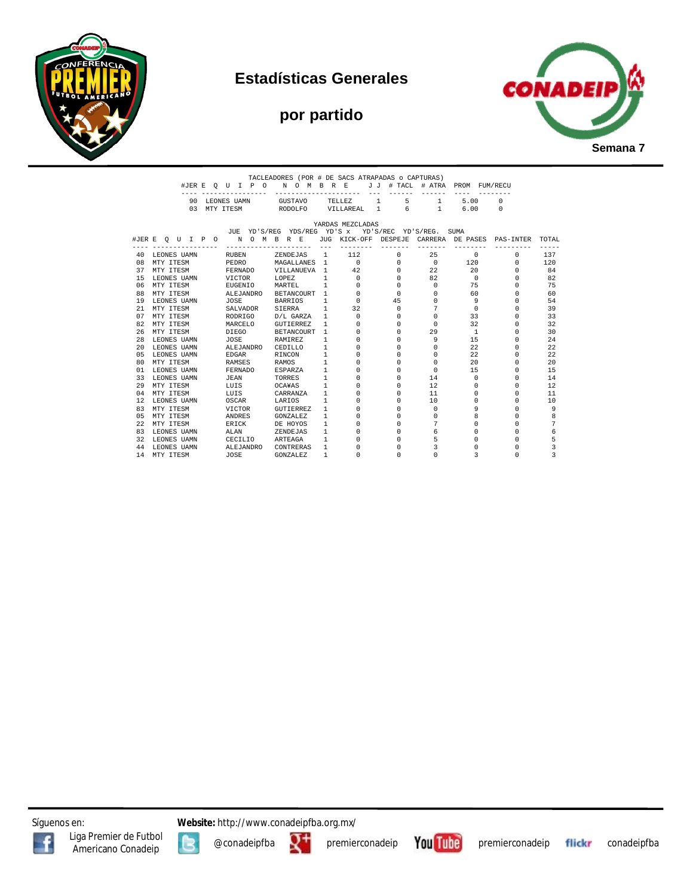# Estadísticas Generales

## por partido

Semana 7

TACLEADORES (POR # DE SACS ATRAPADAS o CAPTURAS)

| #JER | E Q U I P O | N O M B R E | | J J | # TACL | # ATRA | PROM | FUM/RECU |
|---|---|---|---|---|---|---|---|---|
| 90 | LEONES UAMN | GUSTAVO | TELLEZ | 1 | 5 | 1 | 5.00 | 0 |
| 03 | MTY ITESM | RODOLFO | VILLAREAL | 1 | 6 | 1 | 6.00 | 0 |

YARDAS MEZCLADAS

| #JER | E Q U I P O | JUE N O M B R E | | YD'S/REG JUG | YDS/REG KICK-OFF | YD'S x DESPEJE | YD'S/REC CARRERA | YD'S/REG. DE PASES | SUMA PAS-INTER | TOTAL |
|---|---|---|---|---|---|---|---|---|---|---|
| 40 | LEONES UAMN | RUBEN | ZENDEJAS | 1 | 112 | 0 | 25 | 0 | 0 | 137 |
| 08 | MTY ITESM | PEDRO | MAGALLANES | 1 | 0 | 0 | 0 | 120 | 0 | 120 |
| 37 | MTY ITESM | FERNADO | VILLANUEVA | 1 | 42 | 0 | 22 | 20 | 0 | 84 |
| 15 | LEONES UAMN | VICTOR | LOPEZ | 1 | 0 | 0 | 82 | 0 | 0 | 82 |
| 06 | MTY ITESM | EUGENIO | MARTEL | 1 | 0 | 0 | 0 | 75 | 0 | 75 |
| 88 | MTY ITESM | ALEJANDRO | BETANCOURT | 1 | 0 | 0 | 0 | 60 | 0 | 60 |
| 19 | LEONES UAMN | JOSE | BARRIOS | 1 | 0 | 45 | 0 | 9 | 0 | 54 |
| 21 | MTY ITESM | SALVADOR | SIERRA | 1 | 32 | 0 | 7 | 0 | 0 | 39 |
| 07 | MTY ITESM | RODRIGO | D/L GARZA | 1 | 0 | 0 | 0 | 33 | 0 | 33 |
| 82 | MTY ITESM | MARCELO | GUTIERREZ | 1 | 0 | 0 | 0 | 32 | 0 | 32 |
| 26 | MTY ITESM | DIEGO | BETANCOURT | 1 | 0 | 0 | 29 | 1 | 0 | 30 |
| 28 | LEONES UAMN | JOSE | RAMIREZ | 1 | 0 | 0 | 9 | 15 | 0 | 24 |
| 20 | LEONES UAMN | ALEJANDRO | CEDILLO | 1 | 0 | 0 | 0 | 22 | 0 | 22 |
| 05 | LEONES UAMN | EDGAR | RINCON | 1 | 0 | 0 | 0 | 22 | 0 | 22 |
| 80 | MTY ITESM | RAMSES | RAMOS | 1 | 0 | 0 | 0 | 20 | 0 | 20 |
| 01 | LEONES UAMN | FERNADO | ESPARZA | 1 | 0 | 0 | 0 | 15 | 0 | 15 |
| 33 | LEONES UAMN | JEAN | TORRES | 1 | 0 | 0 | 14 | 0 | 0 | 14 |
| 29 | MTY ITESM | LUIS | OCA¥AS | 1 | 0 | 0 | 12 | 0 | 0 | 12 |
| 04 | MTY ITESM | LUIS | CARRANZA | 1 | 0 | 0 | 11 | 0 | 0 | 11 |
| 12 | LEONES UAMN | OSCAR | LARIOS | 1 | 0 | 0 | 10 | 0 | 0 | 10 |
| 83 | MTY ITESM | VICTOR | GUTIERREZ | 1 | 0 | 0 | 0 | 9 | 0 | 9 |
| 05 | MTY ITESM | ANDRES | GONZALEZ | 1 | 0 | 0 | 0 | 8 | 0 | 8 |
| 22 | MTY ITESM | ERICK | DE HOYOS | 1 | 0 | 0 | 7 | 0 | 0 | 7 |
| 83 | LEONES UAMN | ALAN | ZENDEJAS | 1 | 0 | 0 | 6 | 0 | 0 | 6 |
| 32 | LEONES UAMN | CECILIO | ARTEAGA | 1 | 0 | 0 | 5 | 0 | 0 | 5 |
| 44 | LEONES UAMN | ALEJANDRO | CONTRERAS | 1 | 0 | 0 | 3 | 0 | 0 | 3 |
| 14 | MTY ITESM | JOSE | GONZALEZ | 1 | 0 | 0 | 0 | 3 | 0 | 3 |

Síguenos en: **Website:** http://www.conadeipfba.org.mx/

Liga Premier de Futbol Americano Conadeip @conadeipfba premierconadeip premierconadeip conadeipfba